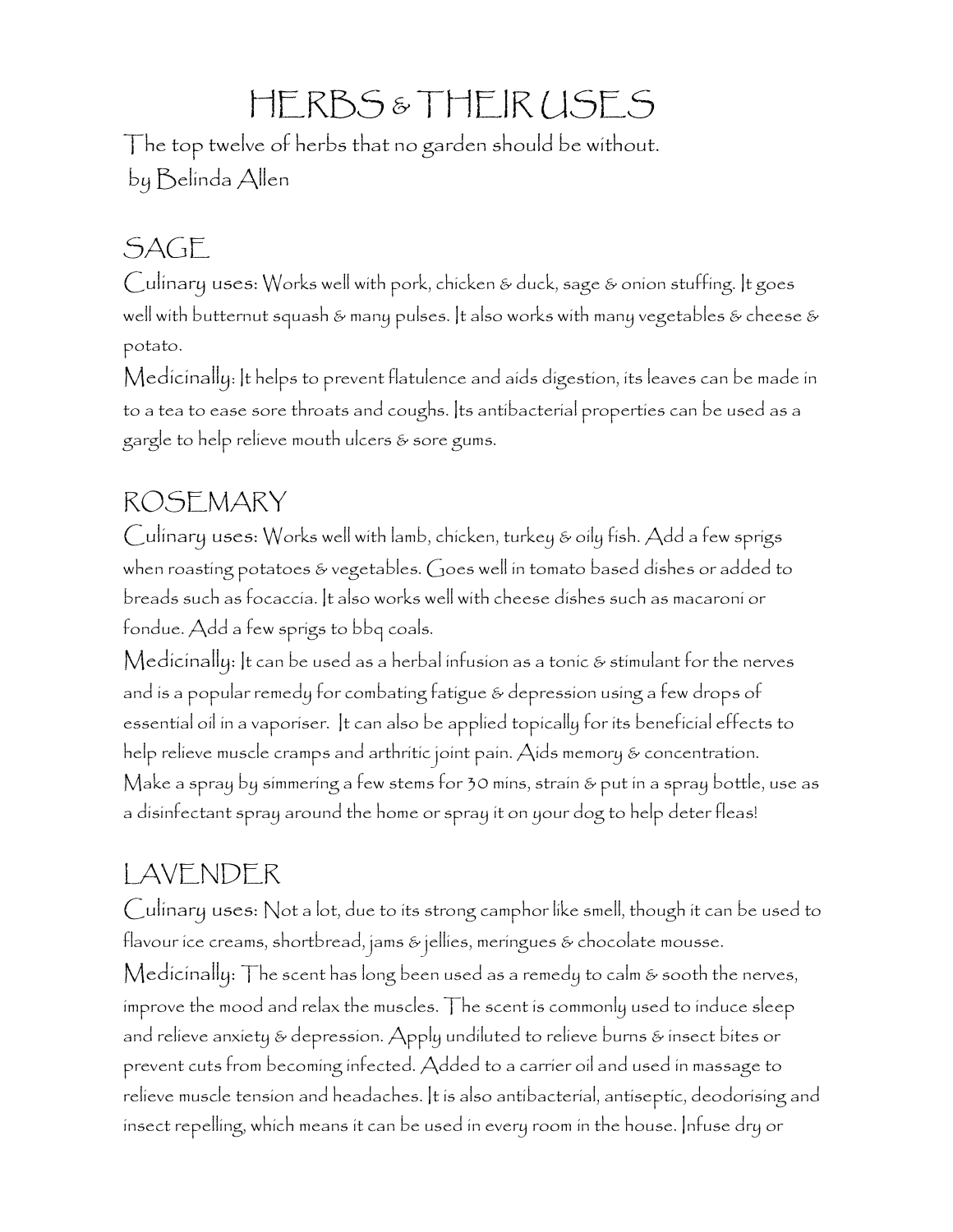# HERBS & THEIR USES

The top twelve of herbs that no garden should be without.
by Belinda Allen

## SAGE

Culinary uses: Works well with pork, chicken & duck, sage & onion stuffing. It goes well with butternut squash & many pulses. It also works with many vegetables & cheese & potato.

Medicinally: It helps to prevent flatulence and aids digestion, its leaves can be made in to a tea to ease sore throats and coughs. Its antibacterial properties can be used as a gargle to help relieve mouth ulcers & sore gums.

## ROSEMARY

Culinary uses: Works well with lamb, chicken, turkey & oily fish. Add a few sprigs when roasting potatoes & vegetables. Goes well in tomato based dishes or added to breads such as focaccia. It also works well with cheese dishes such as macaroni or fondue. Add a few sprigs to bbq coals.

Medicinally: It can be used as a herbal infusion as a tonic & stimulant for the nerves and is a popular remedy for combating fatigue & depression using a few drops of essential oil in a vaporiser. It can also be applied topically for its beneficial effects to help relieve muscle cramps and arthritic joint pain. Aids memory & concentration. Make a spray by simmering a few stems for 30 mins, strain & put in a spray bottle, use as a disinfectant spray around the home or spray it on your dog to help deter fleas!

## LAVENDER

Culinary uses: Not a lot, due to its strong camphor like smell, though it can be used to flavour ice creams, shortbread, jams & jellies, meringues & chocolate mousse.

Medicinally: The scent has long been used as a remedy to calm & sooth the nerves, improve the mood and relax the muscles. The scent is commonly used to induce sleep and relieve anxiety & depression. Apply undiluted to relieve burns & insect bites or prevent cuts from becoming infected. Added to a carrier oil and used in massage to relieve muscle tension and headaches. It is also antibacterial, antiseptic, deodorising and insect repelling, which means it can be used in every room in the house. Infuse dry or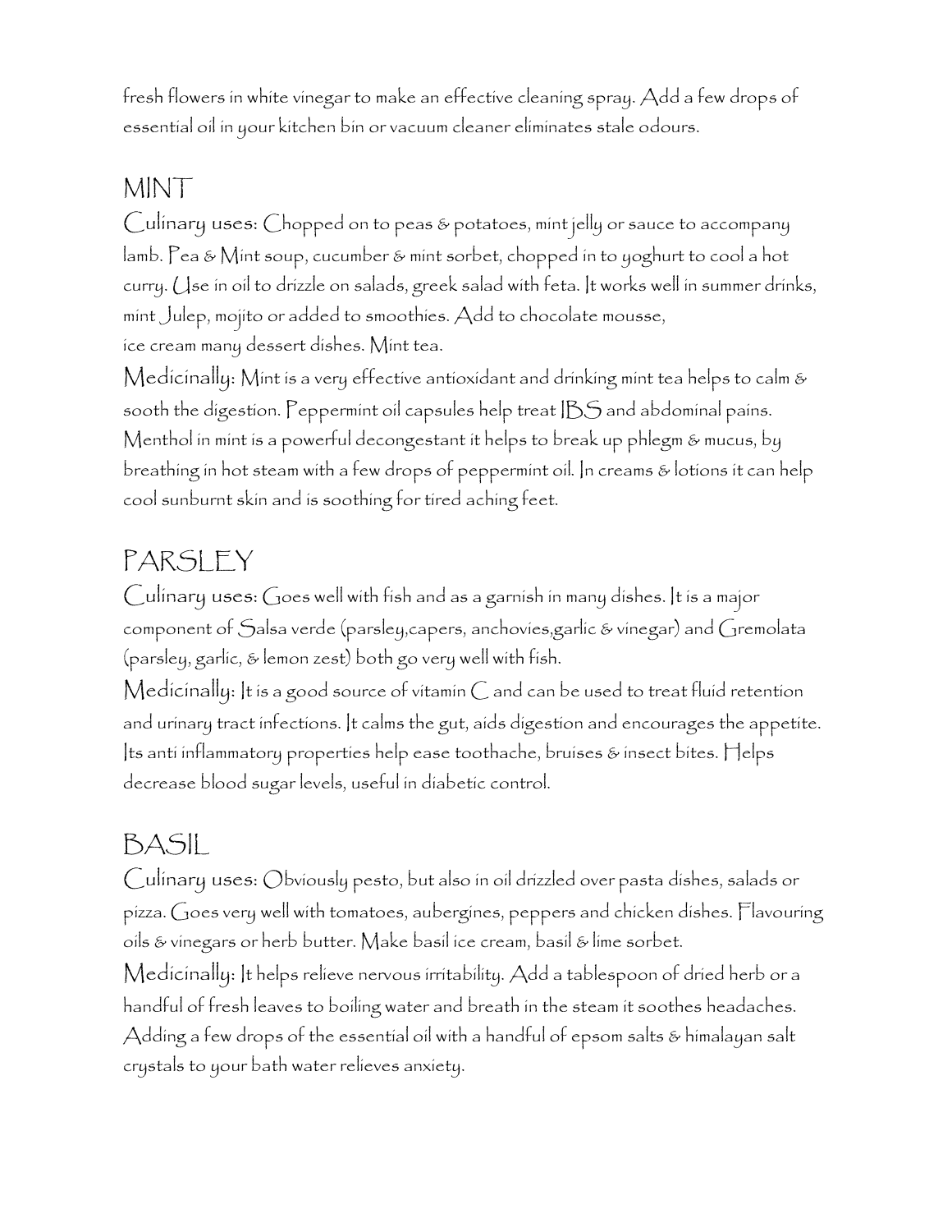fresh flowers in white vinegar to make an effective cleaning spray. Add a few drops of essential oil in your kitchen bin or vacuum cleaner eliminates stale odours.

## MINT

Culinary uses: Chopped on to peas & potatoes, mint jelly or sauce to accompany lamb. Pea & Mint soup, cucumber & mint sorbet, chopped in to yoghurt to cool a hot curry. Use in oil to drizzle on salads, greek salad with feta. It works well in summer drinks, mint Julep, mojito or added to smoothies. Add to chocolate mousse, ice cream many dessert dishes. Mint tea.

Medicinally: Mint is a very effective antioxidant and drinking mint tea helps to calm & sooth the digestion. Peppermint oil capsules help treat IBS and abdominal pains. Menthol in mint is a powerful decongestant it helps to break up phlegm & mucus, by breathing in hot steam with a few drops of peppermint oil. In creams & lotions it can help cool sunburnt skin and is soothing for tired aching feet.

## PARSLEY

Culinary uses: Goes well with fish and as a garnish in many dishes. It is a major component of Salsa verde (parsley,capers, anchovies,garlic & vinegar) and Gremolata (parsley, garlic, & lemon zest) both go very well with fish.

Medicinally: It is a good source of vitamin C and can be used to treat fluid retention and urinary tract infections. It calms the gut, aids digestion and encourages the appetite. Its anti inflammatory properties help ease toothache, bruises & insect bites. Helps decrease blood sugar levels, useful in diabetic control.

## BASIL

Culinary uses: Obviously pesto, but also in oil drizzled over pasta dishes, salads or pizza. Goes very well with tomatoes, aubergines, peppers and chicken dishes. Flavouring oils & vinegars or herb butter. Make basil ice cream, basil & lime sorbet.

Medicinally: It helps relieve nervous irritability. Add a tablespoon of dried herb or a handful of fresh leaves to boiling water and breath in the steam it soothes headaches. Adding a few drops of the essential oil with a handful of epsom salts & himalayan salt crystals to your bath water relieves anxiety.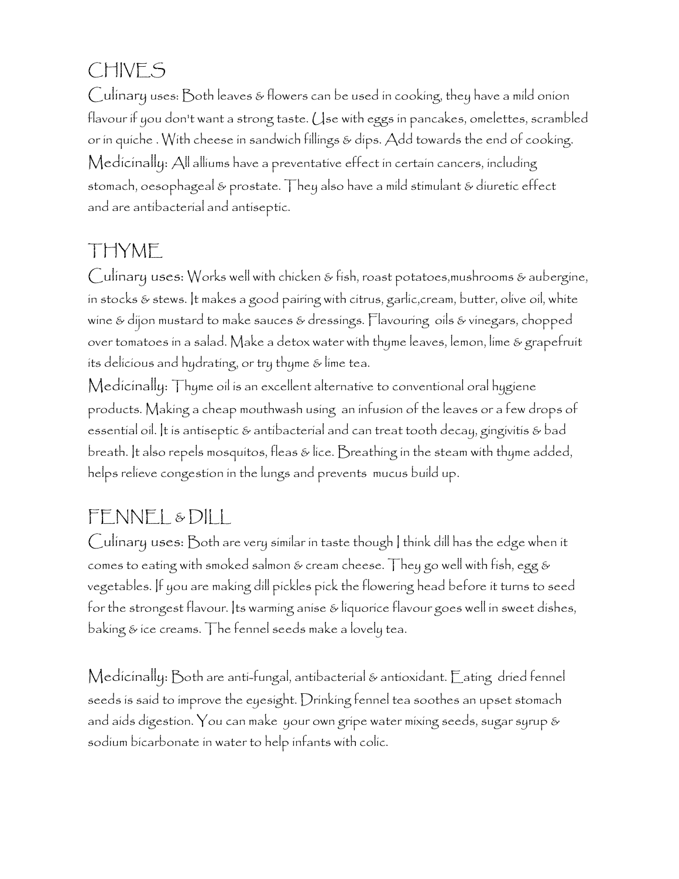## CHIVES

Culinary uses: Both leaves & flowers can be used in cooking, they have a mild onion flavour if you don't want a strong taste. Use with eggs in pancakes, omelettes, scrambled or in quiche . With cheese in sandwich fillings & dips. Add towards the end of cooking.

Medicinally: All alliums have a preventative effect in certain cancers, including stomach, oesophageal & prostate. They also have a mild stimulant & diuretic effect and are antibacterial and antiseptic.

## THYME

Culinary uses: Works well with chicken & fish, roast potatoes,mushrooms & aubergine, in stocks & stews. It makes a good pairing with citrus, garlic,cream, butter, olive oil, white wine & dijon mustard to make sauces & dressings. Flavouring oils & vinegars, chopped over tomatoes in a salad. Make a detox water with thyme leaves, lemon, lime & grapefruit its delicious and hydrating, or try thyme & lime tea.

Medicinally: Thyme oil is an excellent alternative to conventional oral hygiene products. Making a cheap mouthwash using an infusion of the leaves or a few drops of essential oil. It is antiseptic & antibacterial and can treat tooth decay, gingivitis & bad breath. It also repels mosquitos, fleas & lice. Breathing in the steam with thyme added, helps relieve congestion in the lungs and prevents mucus build up.

## FENNEL & DILL

Culinary uses: Both are very similar in taste though I think dill has the edge when it comes to eating with smoked salmon & cream cheese. They go well with fish, egg & vegetables. If you are making dill pickles pick the flowering head before it turns to seed for the strongest flavour. Its warming anise & liquorice flavour goes well in sweet dishes, baking & ice creams. The fennel seeds make a lovely tea.

Medicinally: Both are anti-fungal, antibacterial & antioxidant. Eating dried fennel seeds is said to improve the eyesight. Drinking fennel tea soothes an upset stomach and aids digestion. You can make your own gripe water mixing seeds, sugar syrup & sodium bicarbonate in water to help infants with colic.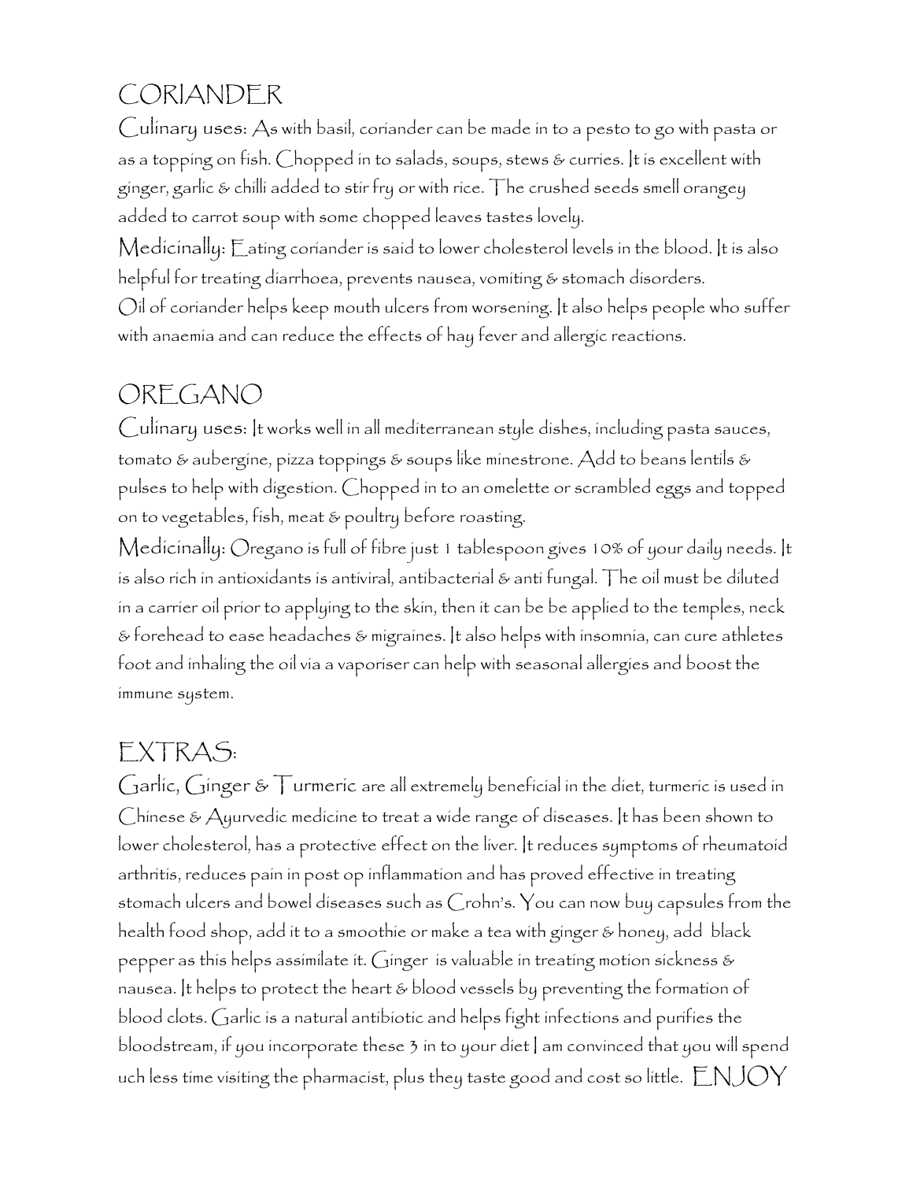## CORIANDER

Culinary uses: As with basil, coriander can be made in to a pesto to go with pasta or as a topping on fish. Chopped in to salads, soups, stews & curries. It is excellent with ginger, garlic & chilli added to stir fry or with rice. The crushed seeds smell orangey added to carrot soup with some chopped leaves tastes lovely.

Medicinally: Eating coriander is said to lower cholesterol levels in the blood. It is also helpful for treating diarrhoea, prevents nausea, vomiting & stomach disorders.
Oil of coriander helps keep mouth ulcers from worsening. It also helps people who suffer with anaemia and can reduce the effects of hay fever and allergic reactions.

## OREGANO

Culinary uses: It works well in all mediterranean style dishes, including pasta sauces, tomato & aubergine, pizza toppings & soups like minestrone. Add to beans lentils & pulses to help with digestion. Chopped in to an omelette or scrambled eggs and topped on to vegetables, fish, meat & poultry before roasting.

Medicinally: Oregano is full of fibre just 1 tablespoon gives 10% of your daily needs. It is also rich in antioxidants is antiviral, antibacterial & anti fungal. The oil must be diluted in a carrier oil prior to applying to the skin, then it can be be applied to the temples, neck & forehead to ease headaches & migraines. It also helps with insomnia, can cure athletes foot and inhaling the oil via a vaporiser can help with seasonal allergies and boost the immune system.

## EXTRAS:

Garlic, Ginger & Turmeric are all extremely beneficial in the diet, turmeric is used in Chinese & Ayurvedic medicine to treat a wide range of diseases. It has been shown to lower cholesterol, has a protective effect on the liver. It reduces symptoms of rheumatoid arthritis, reduces pain in post op inflammation and has proved effective in treating stomach ulcers and bowel diseases such as Crohn's. You can now buy capsules from the health food shop, add it to a smoothie or make a tea with ginger & honey, add black pepper as this helps assimilate it. Ginger is valuable in treating motion sickness & nausea. It helps to protect the heart & blood vessels by preventing the formation of blood clots. Garlic is a natural antibiotic and helps fight infections and purifies the bloodstream, if you incorporate these 3 in to your diet I am convinced that you will spend uch less time visiting the pharmacist, plus they taste good and cost so little. ENJOY